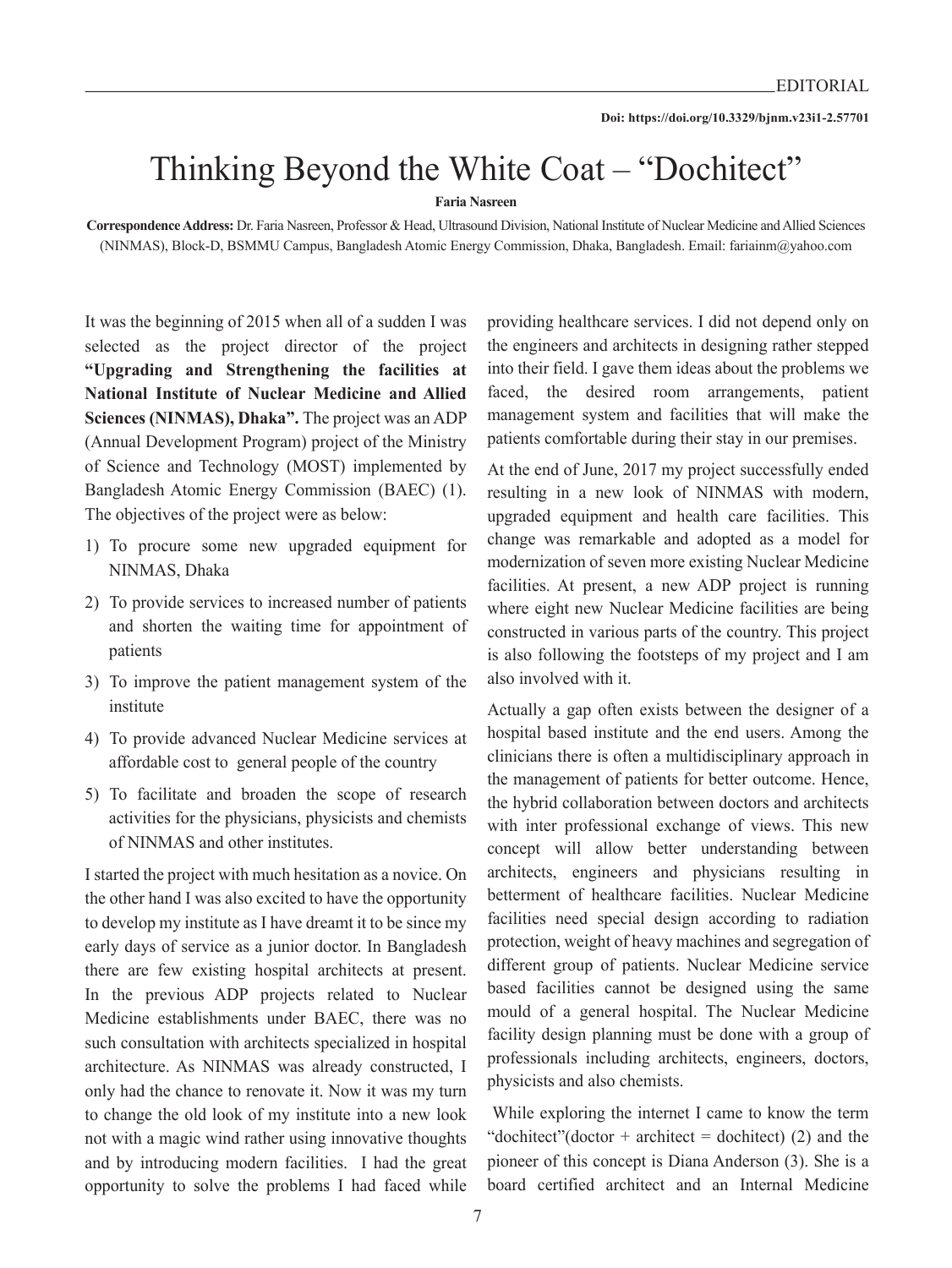EDITORIAL

Doi: https://doi.org/10.3329/bjnm.v23i1-2.57701

# Thinking Beyond the White Coat – "Dochitect"

**Faria Nasreen**

**Correspondence Address:** Dr. Faria Nasreen, Professor & Head, Ultrasound Division, National Institute of Nuclear Medicine and Allied Sciences (NINMAS), Block-D, BSMMU Campus, Bangladesh Atomic Energy Commission, Dhaka, Bangladesh. Email: fariainm@yahoo.com

It was the beginning of 2015 when all of a sudden I was selected as the project director of the project **"Upgrading and Strengthening the facilities at National Institute of Nuclear Medicine and Allied Sciences (NINMAS), Dhaka".** The project was an ADP (Annual Development Program) project of the Ministry of Science and Technology (MOST) implemented by Bangladesh Atomic Energy Commission (BAEC) (1). The objectives of the project were as below:

1) To procure some new upgraded equipment for NINMAS, Dhaka
2) To provide services to increased number of patients and shorten the waiting time for appointment of patients
3) To improve the patient management system of the institute
4) To provide advanced Nuclear Medicine services at affordable cost to general people of the country
5) To facilitate and broaden the scope of research activities for the physicians, physicists and chemists of NINMAS and other institutes.

I started the project with much hesitation as a novice. On the other hand I was also excited to have the opportunity to develop my institute as I have dreamt it to be since my early days of service as a junior doctor. In Bangladesh there are few existing hospital architects at present. In the previous ADP projects related to Nuclear Medicine establishments under BAEC, there was no such consultation with architects specialized in hospital architecture. As NINMAS was already constructed, I only had the chance to renovate it. Now it was my turn to change the old look of my institute into a new look not with a magic wind rather using innovative thoughts and by introducing modern facilities. I had the great opportunity to solve the problems I had faced while providing healthcare services. I did not depend only on the engineers and architects in designing rather stepped into their field. I gave them ideas about the problems we faced, the desired room arrangements, patient management system and facilities that will make the patients comfortable during their stay in our premises.

At the end of June, 2017 my project successfully ended resulting in a new look of NINMAS with modern, upgraded equipment and health care facilities. This change was remarkable and adopted as a model for modernization of seven more existing Nuclear Medicine facilities. At present, a new ADP project is running where eight new Nuclear Medicine facilities are being constructed in various parts of the country. This project is also following the footsteps of my project and I am also involved with it.

Actually a gap often exists between the designer of a hospital based institute and the end users. Among the clinicians there is often a multidisciplinary approach in the management of patients for better outcome. Hence, the hybrid collaboration between doctors and architects with inter professional exchange of views. This new concept will allow better understanding between architects, engineers and physicians resulting in betterment of healthcare facilities. Nuclear Medicine facilities need special design according to radiation protection, weight of heavy machines and segregation of different group of patients. Nuclear Medicine service based facilities cannot be designed using the same mould of a general hospital. The Nuclear Medicine facility design planning must be done with a group of professionals including architects, engineers, doctors, physicists and also chemists.

While exploring the internet I came to know the term "dochitect"(doctor + architect = dochitect) (2) and the pioneer of this concept is Diana Anderson (3). She is a board certified architect and an Internal Medicine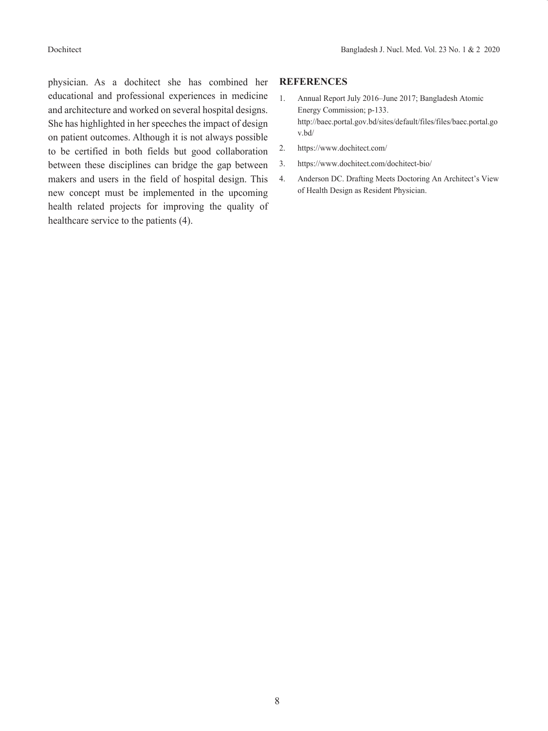physician. As a dochitect she has combined her educational and professional experiences in medicine and architecture and worked on several hospital designs. She has highlighted in her speeches the impact of design on patient outcomes. Although it is not always possible to be certified in both fields but good collaboration between these disciplines can bridge the gap between makers and users in the field of hospital design. This new concept must be implemented in the upcoming health related projects for improving the quality of healthcare service to the patients (4).

## REFERENCES

1. Annual Report July 2016–June 2017; Bangladesh Atomic Energy Commission; p-133. http://baec.portal.gov.bd/sites/default/files/files/baec.portal.gov.bd/
2. https://www.dochitect.com/
3. https://www.dochitect.com/dochitect-bio/
4. Anderson DC. Drafting Meets Doctoring An Architect's View of Health Design as Resident Physician.